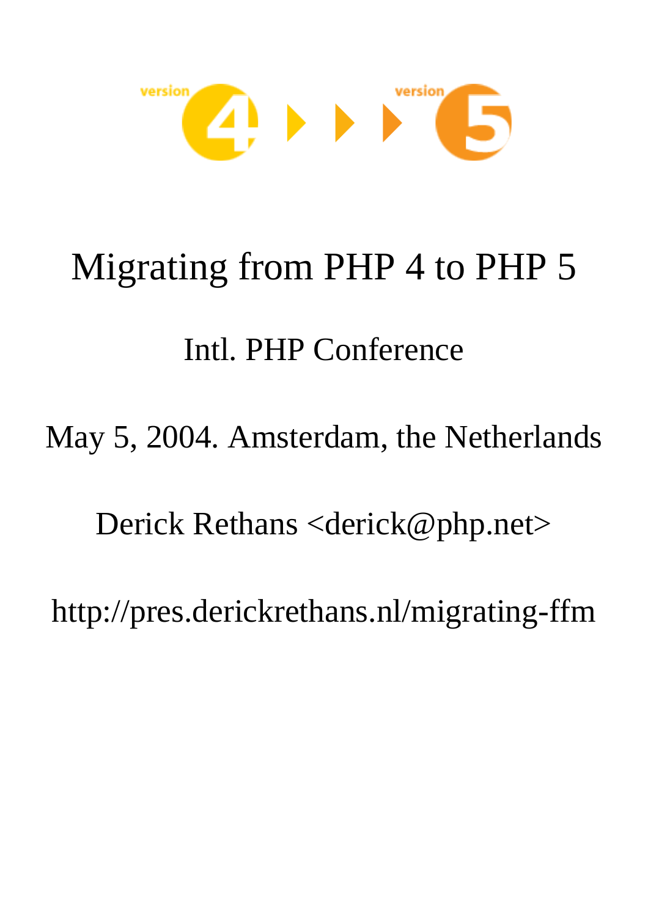# Migrating from PHP 4 to PHP 5

Intl. PHP Conference

May 5, 2004. Amsterdam, the Netherlands

Derick Rethans <derick@php.net>

http://pres.derickrethans.nl/migrating-ffm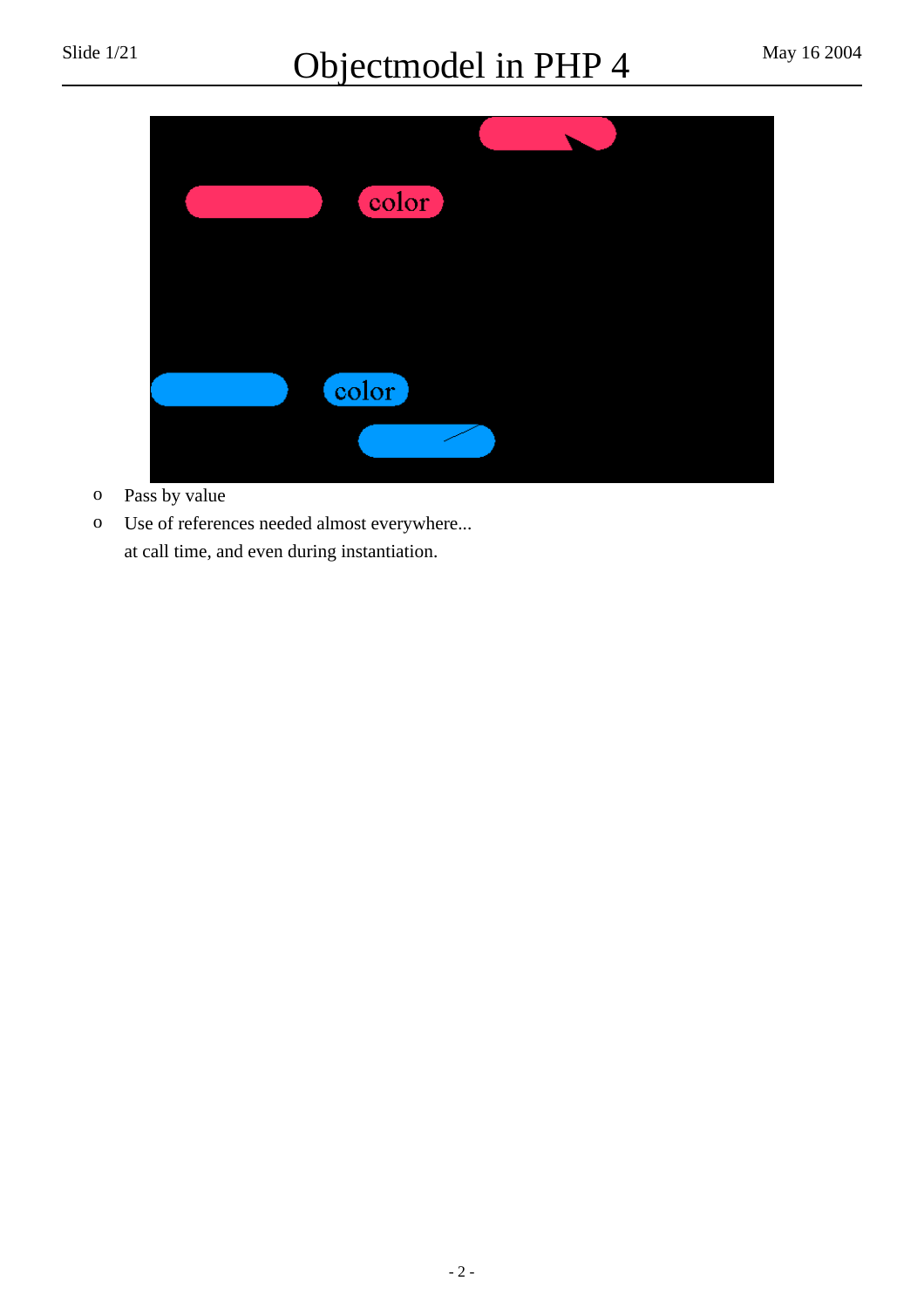# Objectmodel in PHP 4

- Pass by value
- Use of references needed almost everywhere...
  at call time, and even during instantiation.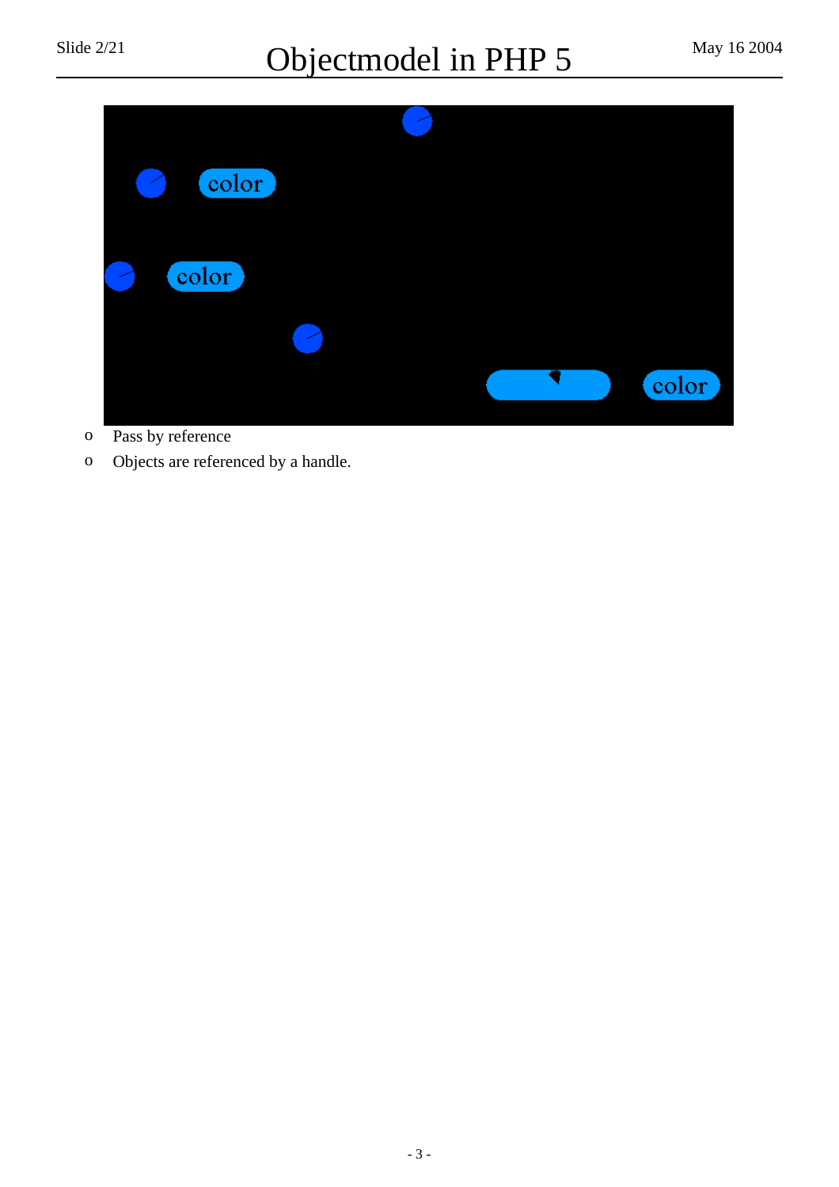# Objectmodel in PHP 5

- Pass by reference
- Objects are referenced by a handle.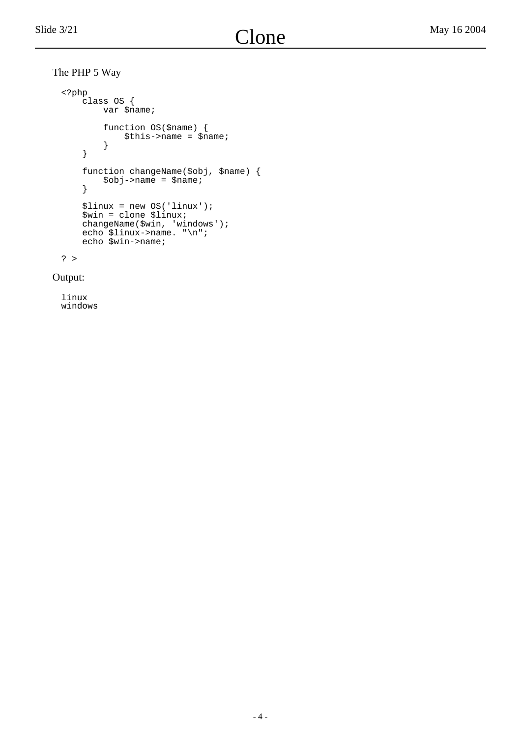# Clone

The PHP 5 Way

```
<?php
    class OS {
        var $name;

        function OS($name) {
            $this->name = $name;
        }
    }

    function changeName($obj, $name) {
        $obj->name = $name;
    }

    $linux = new OS('linux');
    $win = clone $linux;
    changeName($win, 'windows');
    echo $linux->name. "\n";
    echo $win->name;

? >
```

Output:

```
linux
windows
```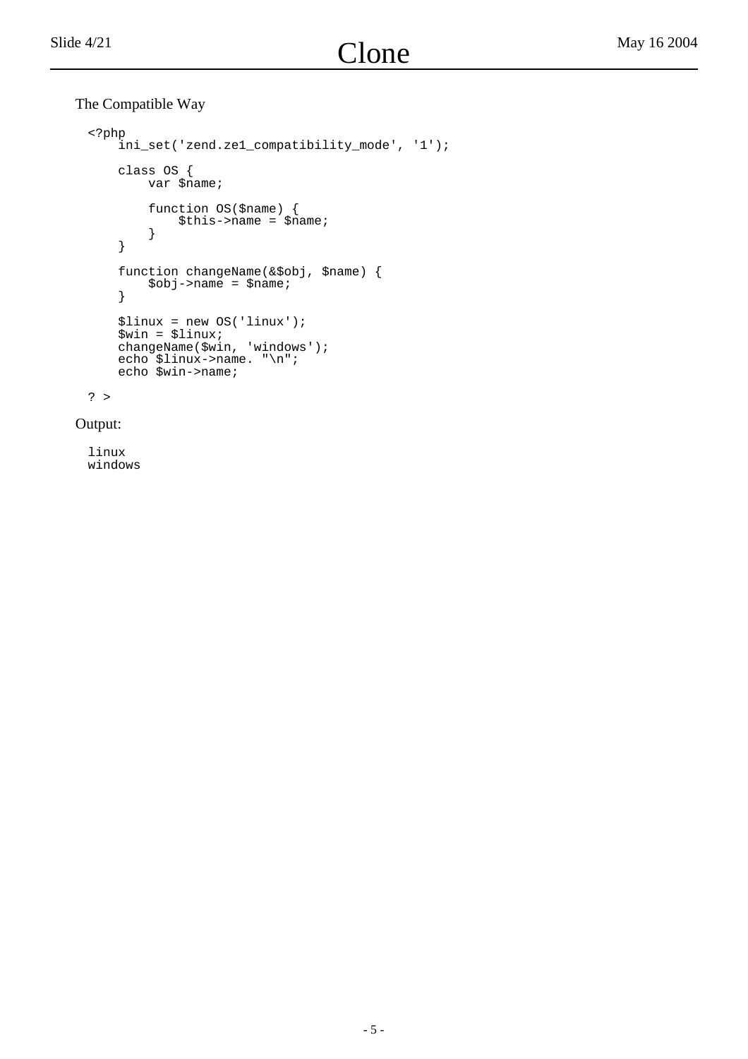# Clone

The Compatible Way

```
<?php
    ini_set('zend.ze1_compatibility_mode', '1');

    class OS {
        var $name;

        function OS($name) {
            $this->name = $name;
        }
    }

    function changeName(&$obj, $name) {
        $obj->name = $name;
    }

    $linux = new OS('linux');
    $win = $linux;
    changeName($win, 'windows');
    echo $linux->name. "\n";
    echo $win->name;

? >
```

Output:

```
linux
windows
```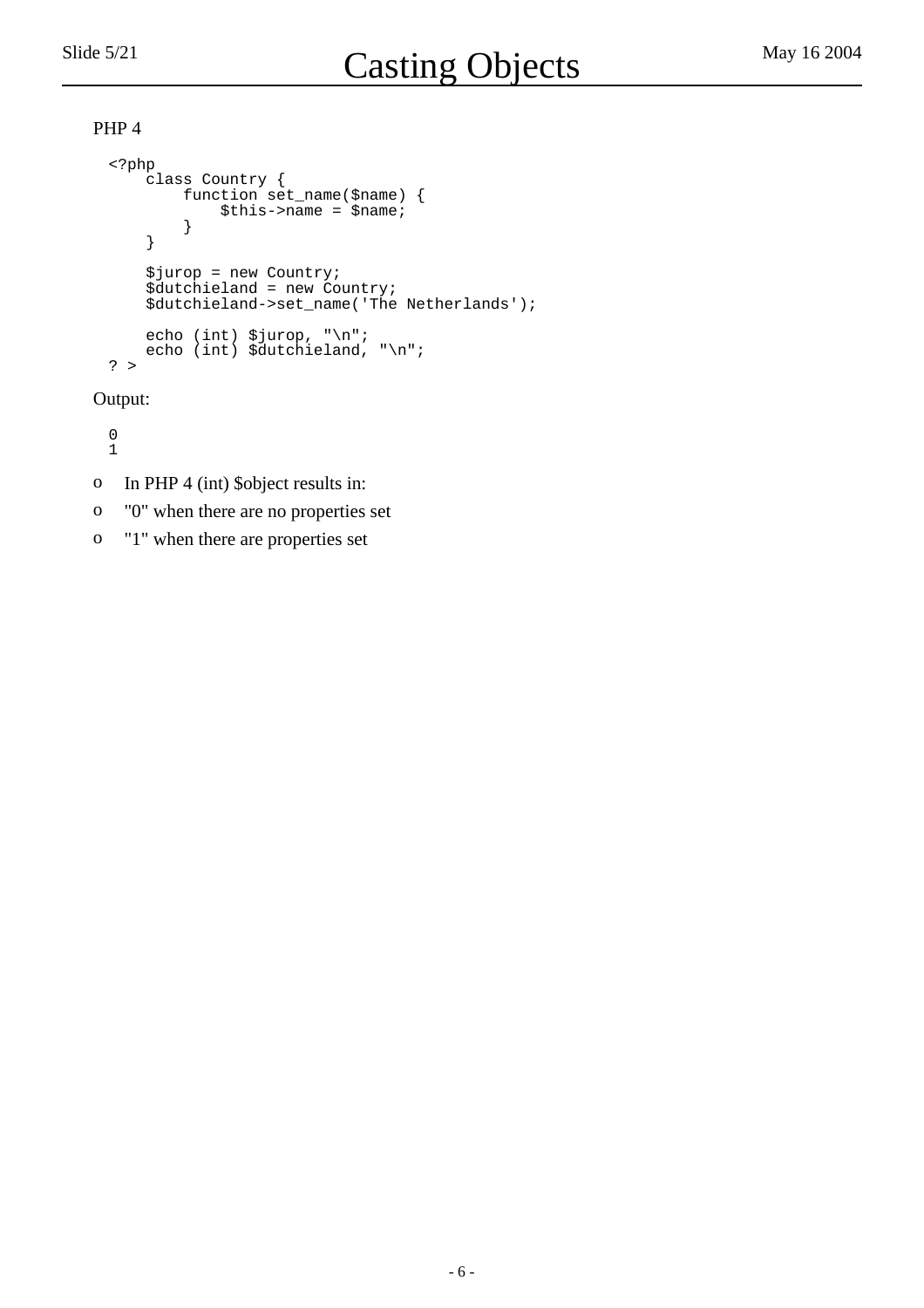# Casting Objects

PHP 4

```
<?php
    class Country {
        function set_name($name) {
            $this->name = $name;
        }
    }

    $jurop = new Country;
    $dutchieland = new Country;
    $dutchieland->set_name('The Netherlands');

    echo (int) $jurop, "\n";
    echo (int) $dutchieland, "\n";
? >
```

Output:

```
0
1
```

- In PHP 4 (int) $object results in:
- "0" when there are no properties set
- "1" when there are properties set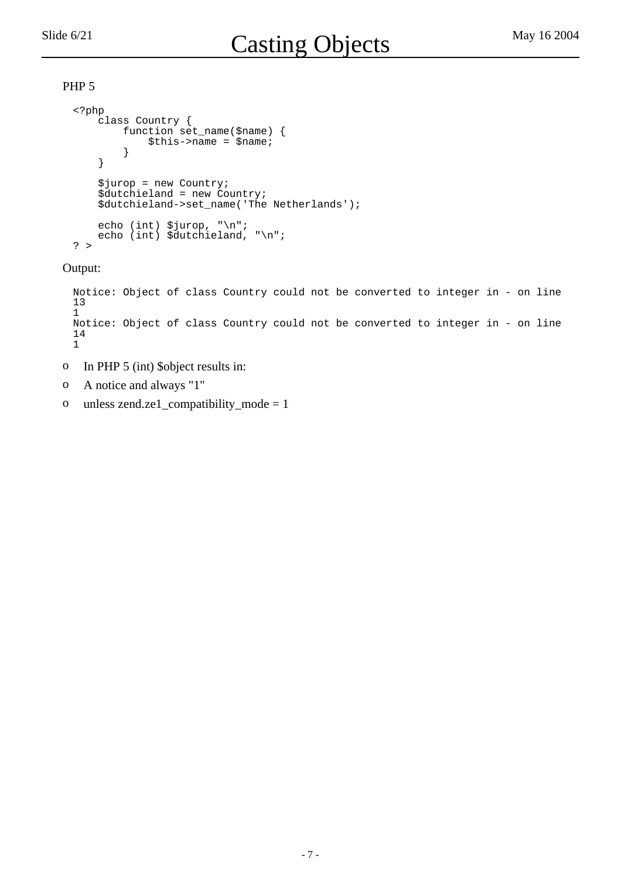# Casting Objects

PHP 5

```
<?php
    class Country {
        function set_name($name) {
            $this->name = $name;
        }
    }

    $jurop = new Country;
    $dutchieland = new Country;
    $dutchieland->set_name('The Netherlands');

    echo (int) $jurop, "\n";
    echo (int) $dutchieland, "\n";
? >
```

Output:

```
Notice: Object of class Country could not be converted to integer in - on line
13
1
Notice: Object of class Country could not be converted to integer in - on line
14
1
```

- In PHP 5 (int) $object results in:
- A notice and always "1"
- unless zend.ze1_compatibility_mode = 1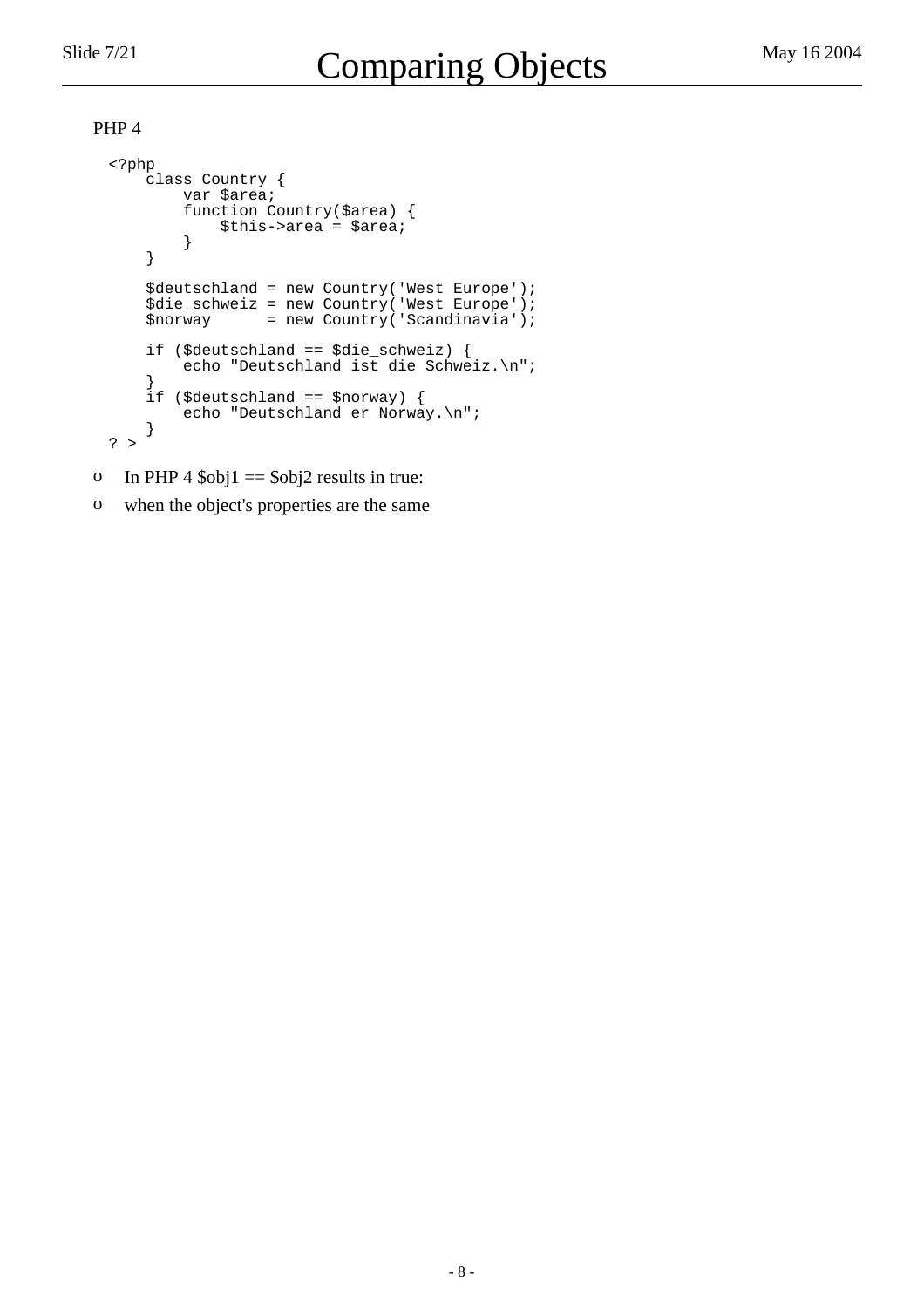# Comparing Objects

PHP 4

```
<?php
    class Country {
        var $area;
        function Country($area) {
            $this->area = $area;
        }
    }

    $deutschland = new Country('West Europe');
    $die_schweiz = new Country('West Europe');
    $norway      = new Country('Scandinavia');

    if ($deutschland == $die_schweiz) {
        echo "Deutschland ist die Schweiz.\n";
    }
    if ($deutschland == $norway) {
        echo "Deutschland er Norway.\n";
    }
? >
```

- In PHP 4 $obj1 == $obj2 results in true:
- when the object's properties are the same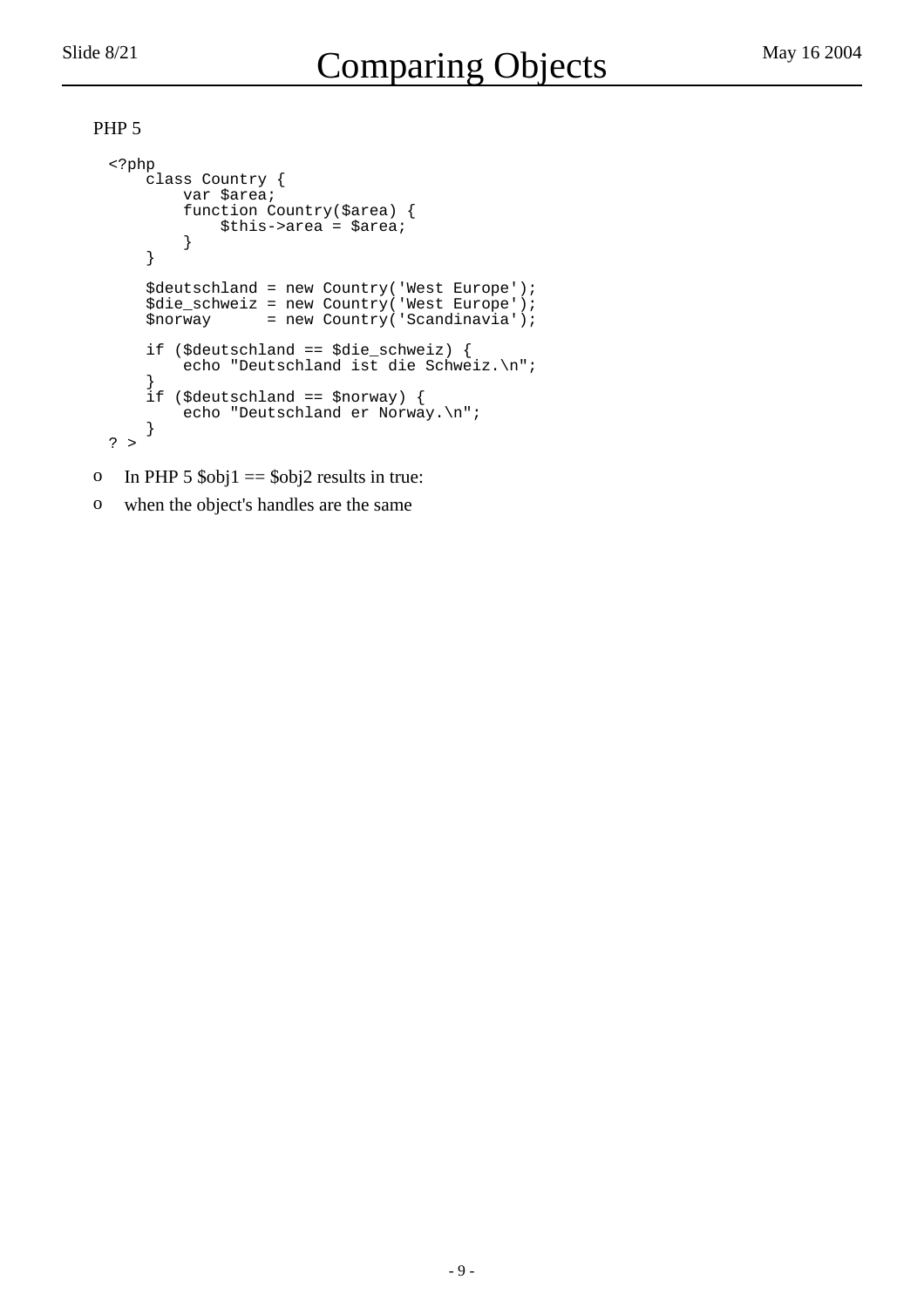# Comparing Objects

PHP 5

```
<?php
    class Country {
        var $area;
        function Country($area) {
            $this->area = $area;
        }
    }

    $deutschland = new Country('West Europe');
    $die_schweiz = new Country('West Europe');
    $norway      = new Country('Scandinavia');

    if ($deutschland == $die_schweiz) {
        echo "Deutschland ist die Schweiz.\n";
    }
    if ($deutschland == $norway) {
        echo "Deutschland er Norway.\n";
    }
? >
```

- In PHP 5 $obj1 == $obj2 results in true:
- when the object's handles are the same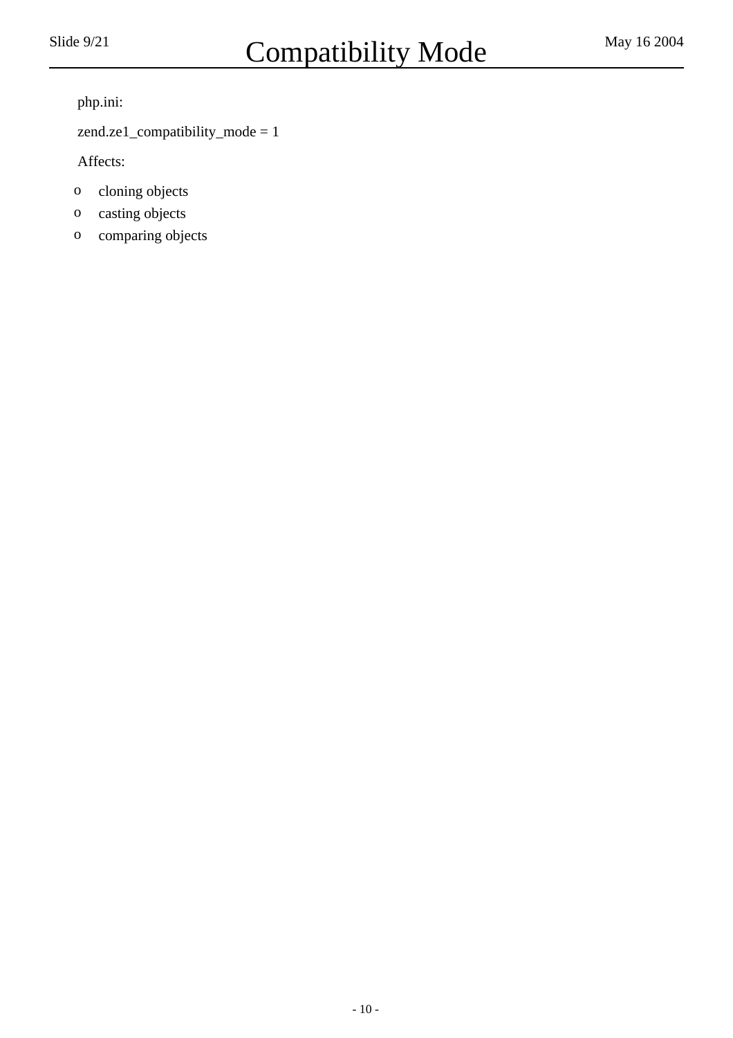# Compatibility Mode

php.ini:

zend.ze1_compatibility_mode = 1

Affects:

- cloning objects
- casting objects
- comparing objects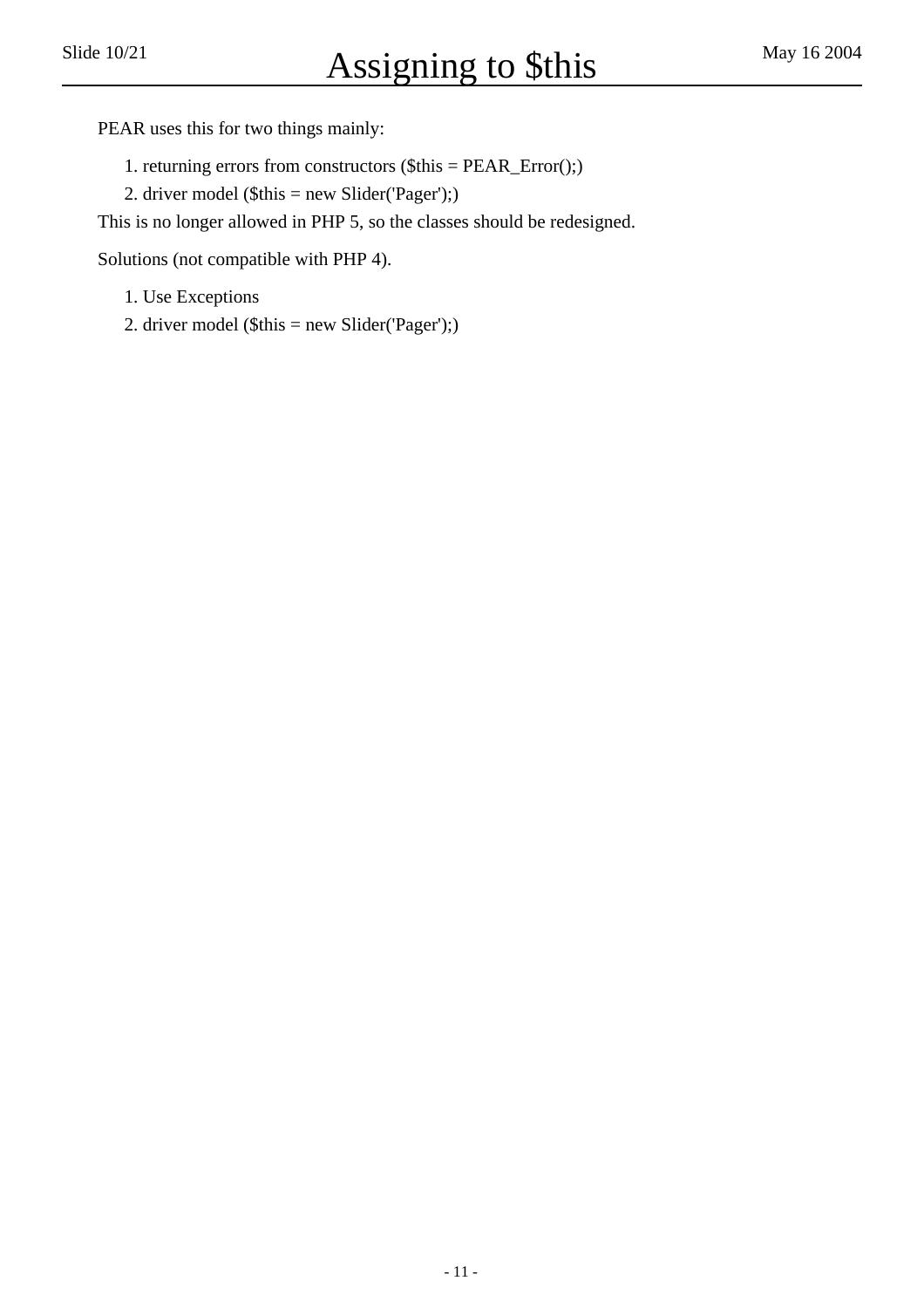# Assigning to $this

PEAR uses this for two things mainly:

1. returning errors from constructors ($this = PEAR_Error();)
2. driver model ($this = new Slider('Pager');)

This is no longer allowed in PHP 5, so the classes should be redesigned.

Solutions (not compatible with PHP 4).

1. Use Exceptions
2. driver model ($this = new Slider('Pager');)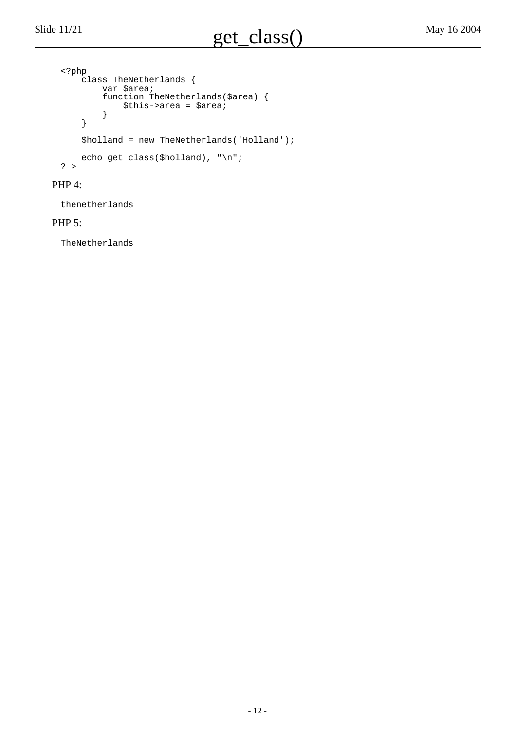# get_class()

```php
<?php
    class TheNetherlands {
        var $area;
        function TheNetherlands($area) {
            $this->area = $area;
        }
    }

    $holland = new TheNetherlands('Holland');

    echo get_class($holland), "\n";
? >
```

PHP 4:

```
thenetherlands
```

PHP 5:

```
TheNetherlands
```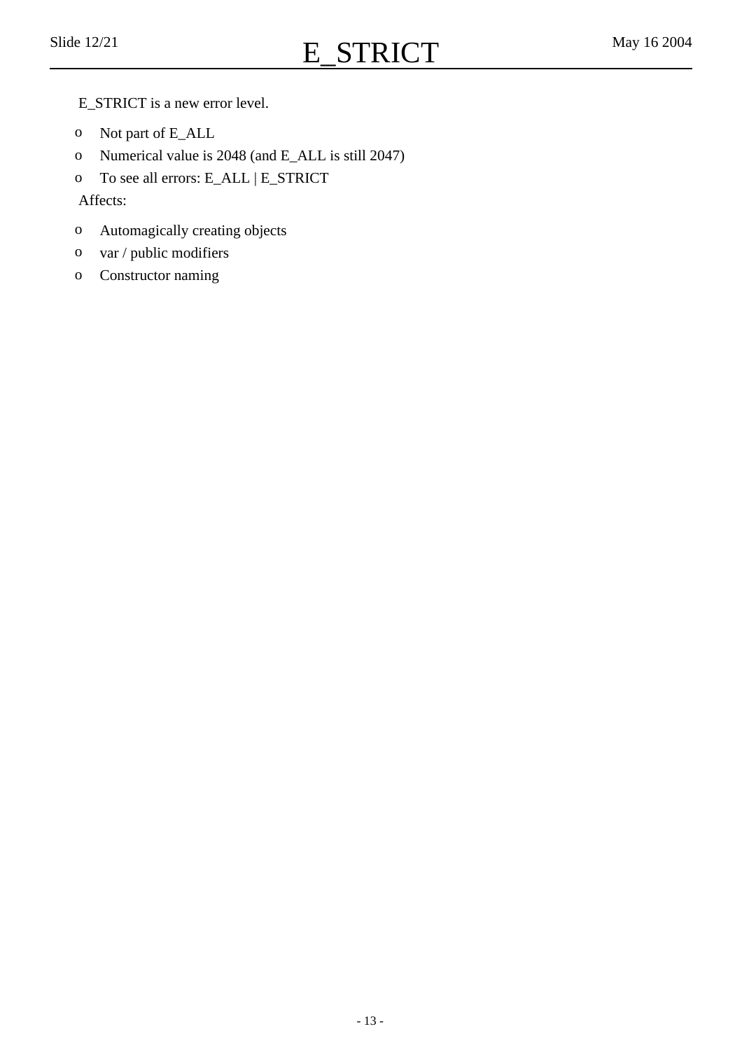# E_STRICT

E_STRICT is a new error level.

- Not part of E_ALL
- Numerical value is 2048 (and E_ALL is still 2047)
- To see all errors: E_ALL | E_STRICT

Affects:

- Automagically creating objects
- var / public modifiers
- Constructor naming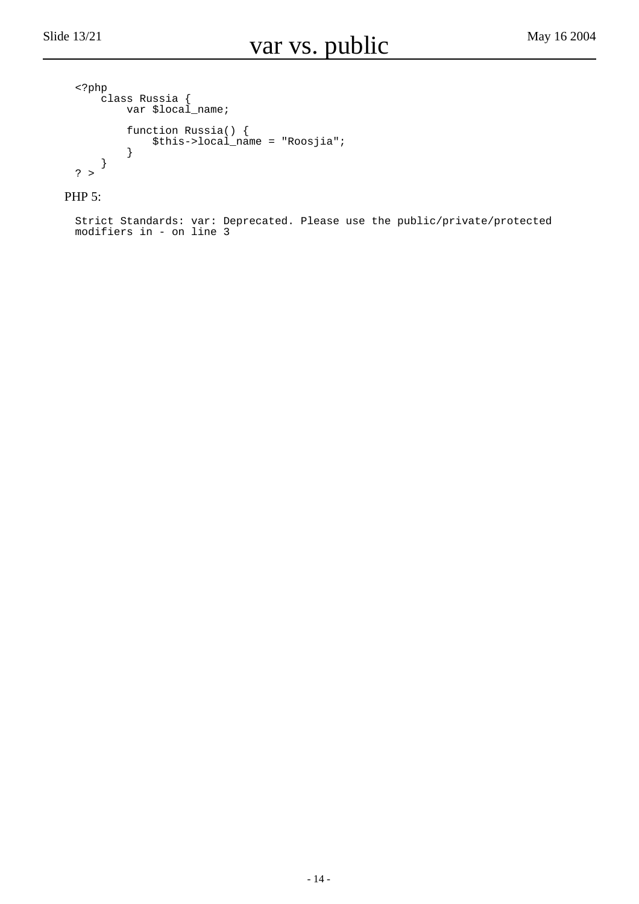# var vs. public

```
<?php
    class Russia {
        var $local_name;

        function Russia() {
            $this->local_name = "Roosjia";
        }
    }
? >
```

PHP 5:

```
Strict Standards: var: Deprecated. Please use the public/private/protected
modifiers in - on line 3
```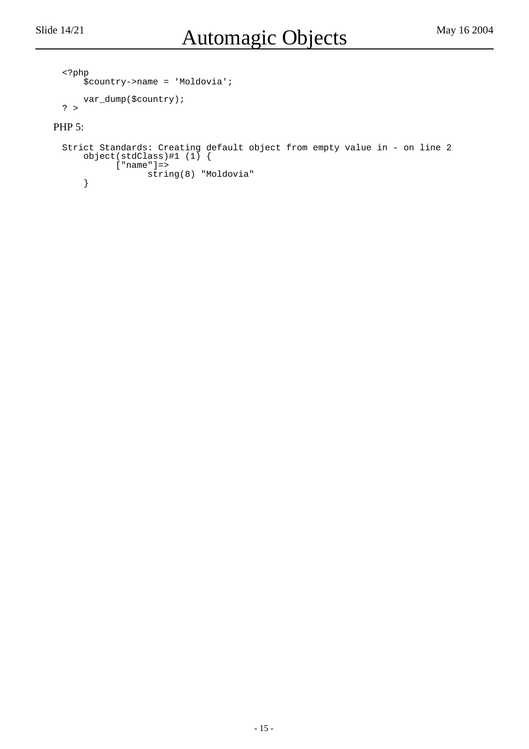# Automagic Objects

```
<?php
    $country->name = 'Moldovia';

    var_dump($country);
? >
```

PHP 5:

```
Strict Standards: Creating default object from empty value in - on line 2
    object(stdClass)#1 (1) {
         ["name"]=>
              string(8) "Moldovia"
    }
```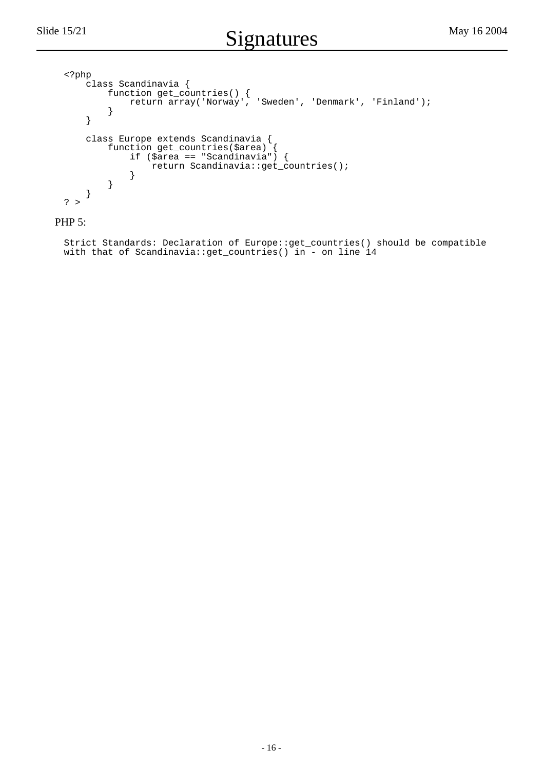# Signatures

```
<?php
    class Scandinavia {
        function get_countries() {
            return array('Norway', 'Sweden', 'Denmark', 'Finland');
        }
    }

    class Europe extends Scandinavia {
        function get_countries($area) {
            if ($area == "Scandinavia") {
                return Scandinavia::get_countries();
            }
        }
    }
? >
```

PHP 5:

```
Strict Standards: Declaration of Europe::get_countries() should be compatible
with that of Scandinavia::get_countries() in - on line 14
```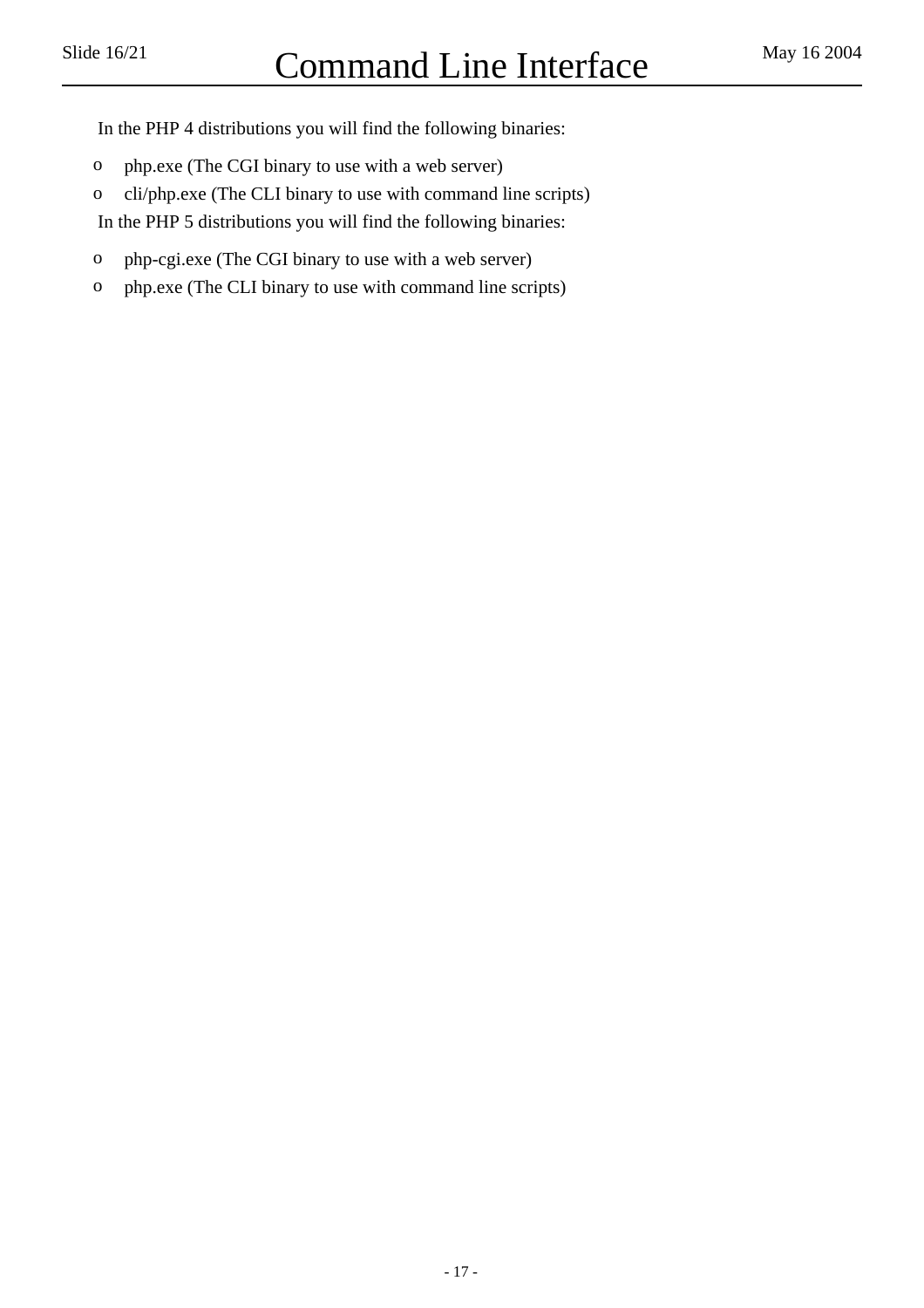# Command Line Interface

In the PHP 4 distributions you will find the following binaries:

- php.exe (The CGI binary to use with a web server)
- cli/php.exe (The CLI binary to use with command line scripts)

In the PHP 5 distributions you will find the following binaries:

- php-cgi.exe (The CGI binary to use with a web server)
- php.exe (The CLI binary to use with command line scripts)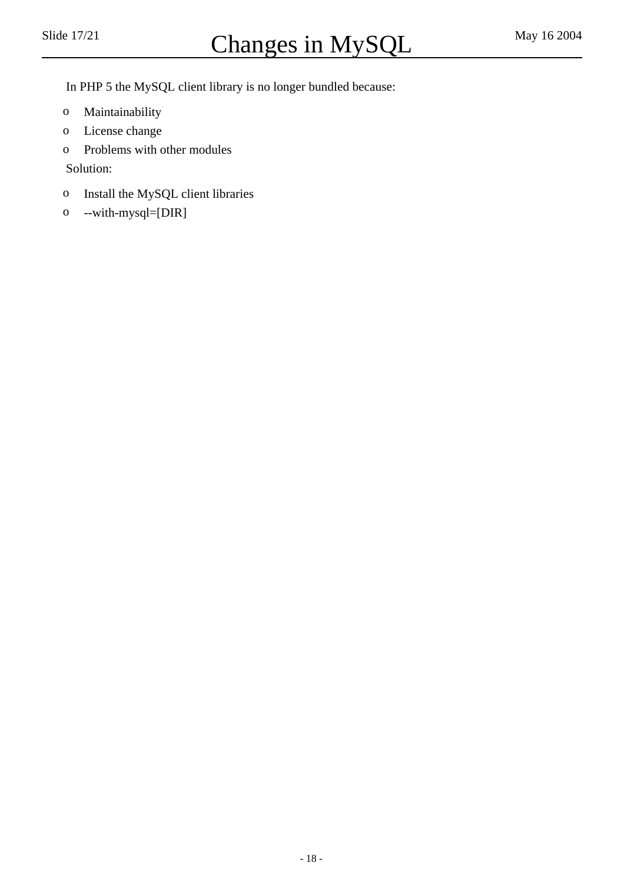# Changes in MySQL

In PHP 5 the MySQL client library is no longer bundled because:

- Maintainability
- License change
- Problems with other modules

Solution:

- Install the MySQL client libraries
- --with-mysql=[DIR]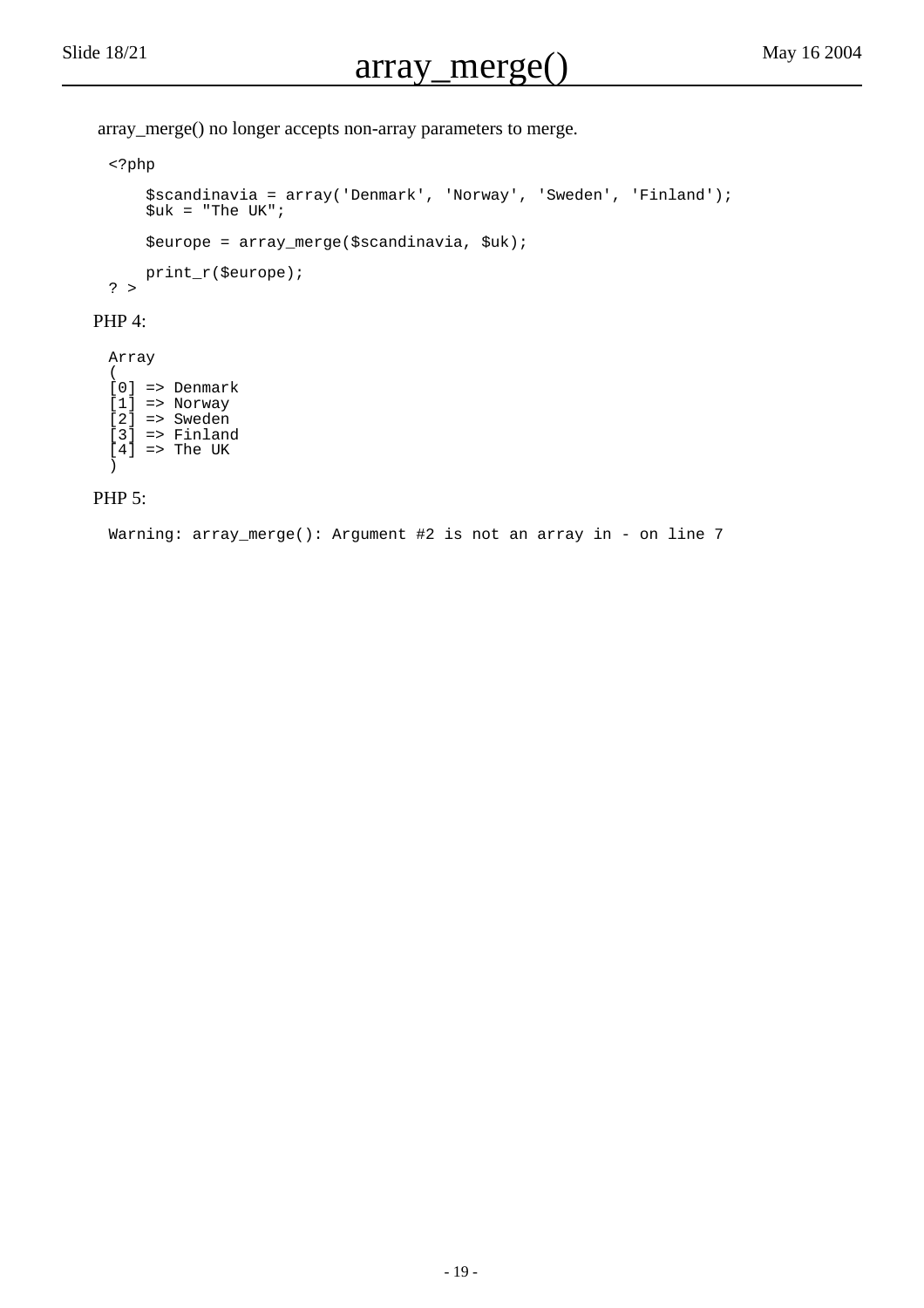# array_merge()

array_merge() no longer accepts non-array parameters to merge.

```
<?php

    $scandinavia = array('Denmark', 'Norway', 'Sweden', 'Finland');
    $uk = "The UK";

    $europe = array_merge($scandinavia, $uk);

    print_r($europe);
? >
```

PHP 4:

```
Array
(
[0] => Denmark
[1] => Norway
[2] => Sweden
[3] => Finland
[4] => The UK
)
```

PHP 5:

```
Warning: array_merge(): Argument #2 is not an array in - on line 7
```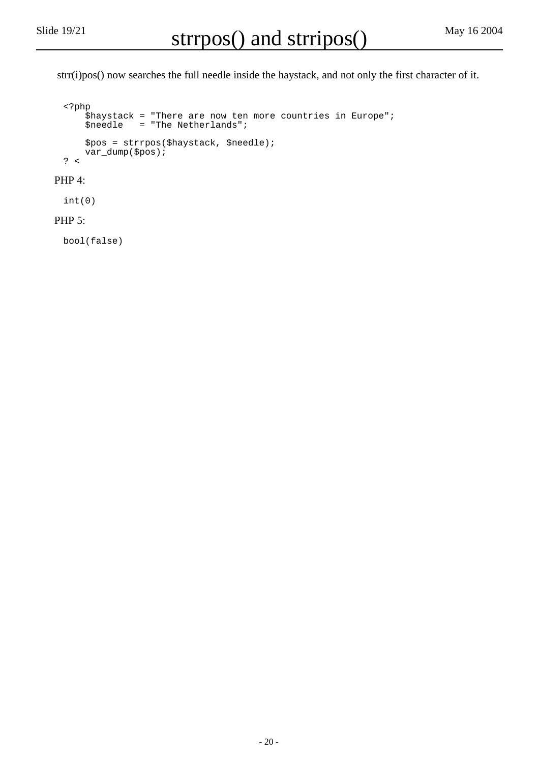# strrpos() and strripos()

strr(i)pos() now searches the full needle inside the haystack, and not only the first character of it.

```
<?php
    $haystack = "There are now ten more countries in Europe";
    $needle   = "The Netherlands";

    $pos = strrpos($haystack, $needle);
    var_dump($pos);
? <
```

PHP 4:

```
int(0)
```

PHP 5:

```
bool(false)
```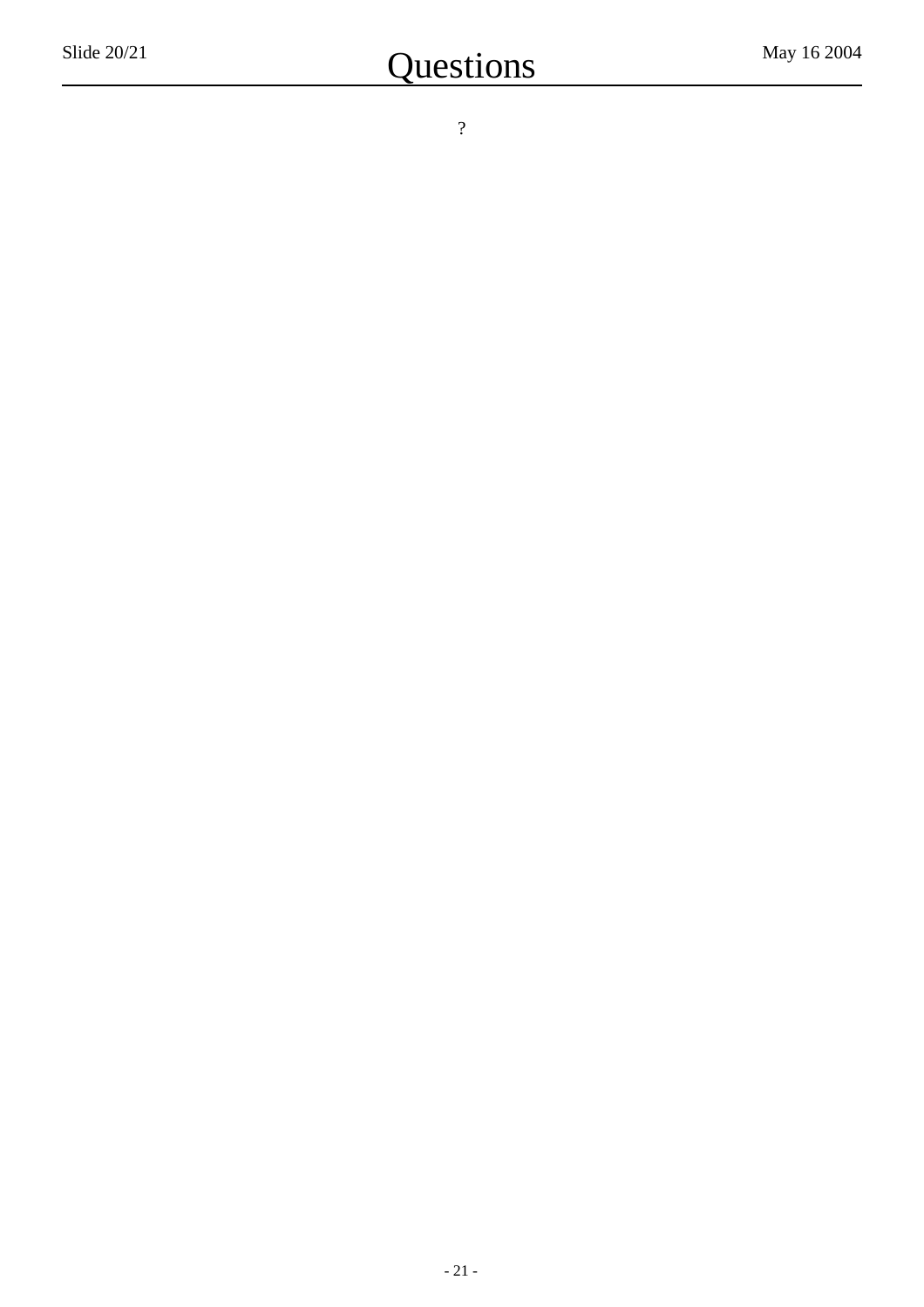# Questions

?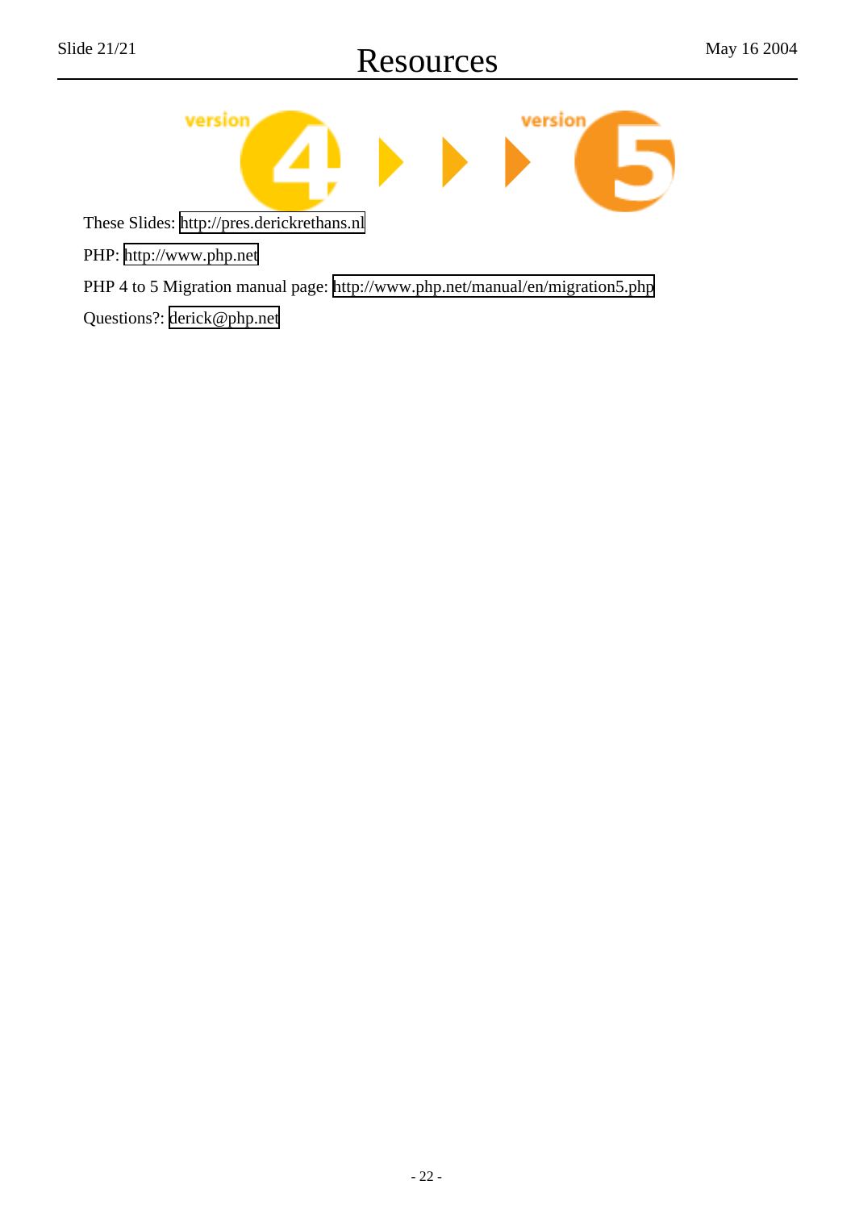# Resources

These Slides: http://pres.derickrethans.nl

PHP: http://www.php.net

PHP 4 to 5 Migration manual page: http://www.php.net/manual/en/migration5.php

Questions?: derick@php.net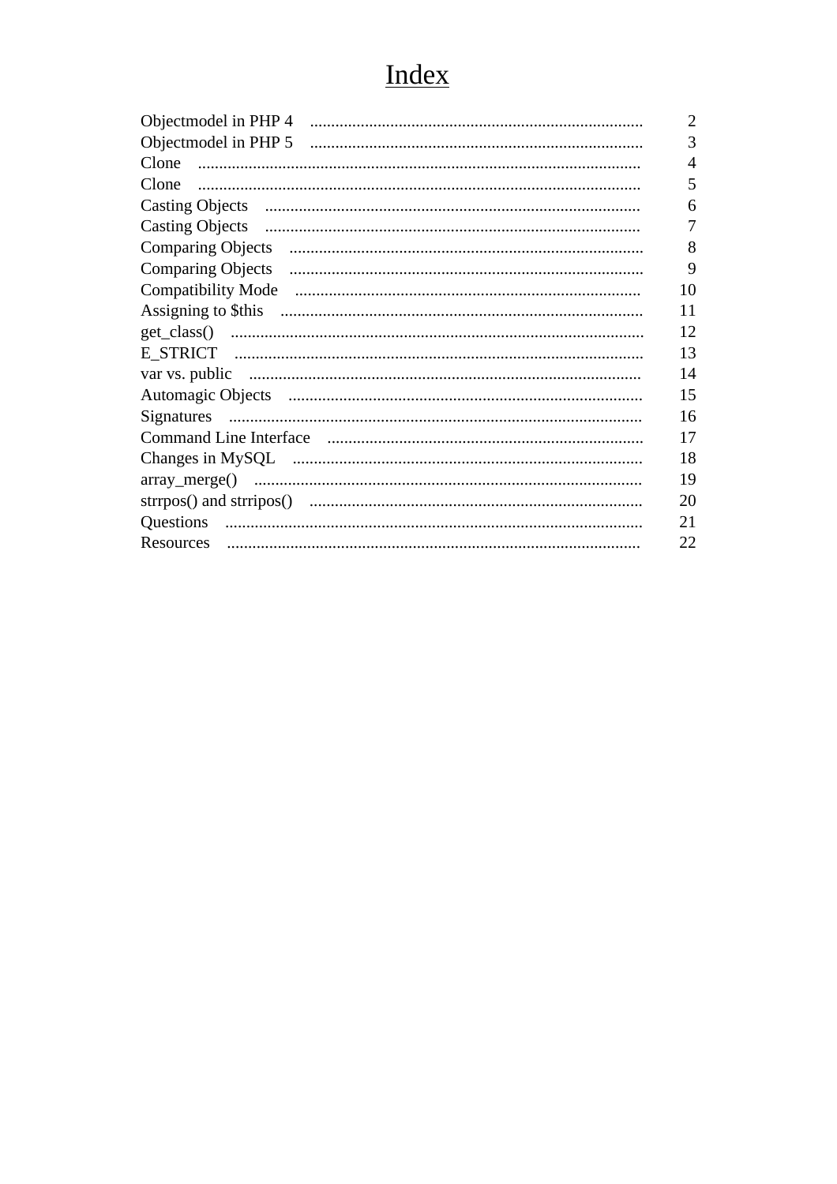# Index

| | |
|---|---|
| Objectmodel in PHP 4 | 2 |
| Objectmodel in PHP 5 | 3 |
| Clone | 4 |
| Clone | 5 |
| Casting Objects | 6 |
| Casting Objects | 7 |
| Comparing Objects | 8 |
| Comparing Objects | 9 |
| Compatibility Mode | 10 |
| Assigning to $this | 11 |
| get_class() | 12 |
| E_STRICT | 13 |
| var vs. public | 14 |
| Automagic Objects | 15 |
| Signatures | 16 |
| Command Line Interface | 17 |
| Changes in MySQL | 18 |
| array_merge() | 19 |
| strrpos() and strripos() | 20 |
| Questions | 21 |
| Resources | 22 |